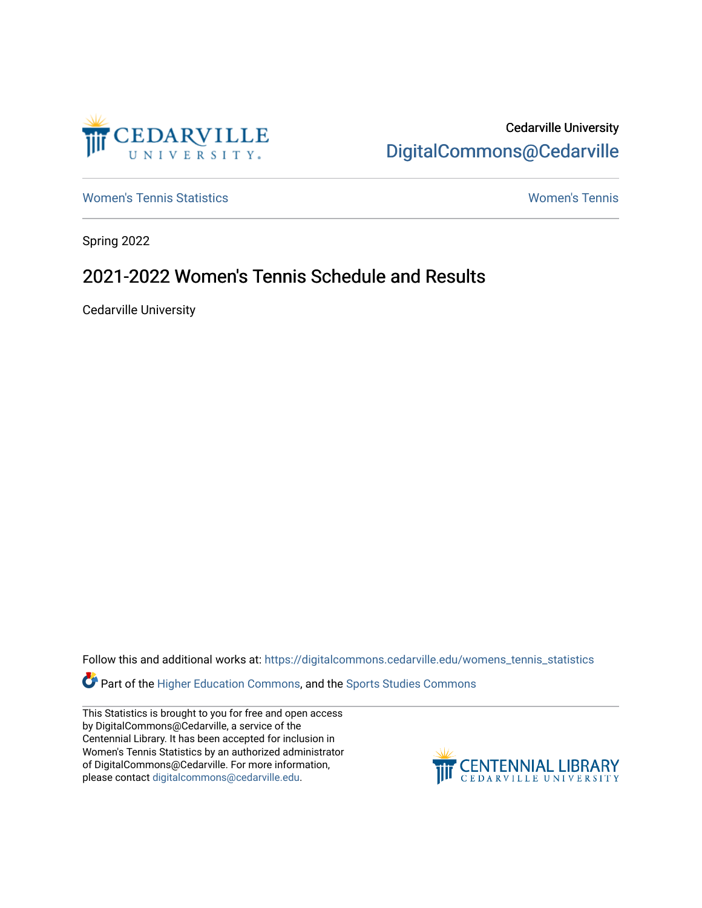Cedarville University

DigitalCommons@Cedarville

Women's Tennis Statistics

Women's Tennis

Spring 2022

# 2021-2022 Women's Tennis Schedule and Results

Cedarville University

Follow this and additional works at: https://digitalcommons.cedarville.edu/womens_tennis_statistics

Part of the Higher Education Commons, and the Sports Studies Commons

This Statistics is brought to you for free and open access by DigitalCommons@Cedarville, a service of the Centennial Library. It has been accepted for inclusion in Women's Tennis Statistics by an authorized administrator of DigitalCommons@Cedarville. For more information, please contact digitalcommons@cedarville.edu.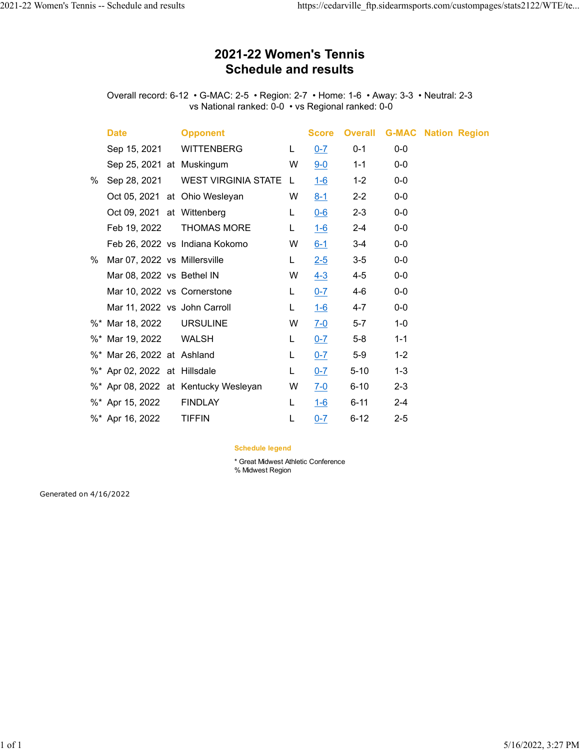# 2021-22 Women's Tennis
## Schedule and results

Overall record: 6-12 • G-MAC: 2-5 • Region: 2-7 • Home: 1-6 • Away: 3-3 • Neutral: 2-3
vs National ranked: 0-0 • vs Regional ranked: 0-0

| | Date | | Opponent | | Score | Overall | G-MAC | Nation | Region |
|---|---|---|---|---|---|---|---|---|---|
| | Sep 15, 2021 | | WITTENBERG | L | 0-7 | 0-1 | 0-0 | | |
| | Sep 25, 2021 | at | Muskingum | W | 9-0 | 1-1 | 0-0 | | |
| % | Sep 28, 2021 | | WEST VIRGINIA STATE | L | 1-6 | 1-2 | 0-0 | | |
| | Oct 05, 2021 | at | Ohio Wesleyan | W | 8-1 | 2-2 | 0-0 | | |
| | Oct 09, 2021 | at | Wittenberg | L | 0-6 | 2-3 | 0-0 | | |
| | Feb 19, 2022 | | THOMAS MORE | L | 1-6 | 2-4 | 0-0 | | |
| | Feb 26, 2022 | vs | Indiana Kokomo | W | 6-1 | 3-4 | 0-0 | | |
| % | Mar 07, 2022 | vs | Millersville | L | 2-5 | 3-5 | 0-0 | | |
| | Mar 08, 2022 | vs | Bethel IN | W | 4-3 | 4-5 | 0-0 | | |
| | Mar 10, 2022 | vs | Cornerstone | L | 0-7 | 4-6 | 0-0 | | |
| | Mar 11, 2022 | vs | John Carroll | L | 1-6 | 4-7 | 0-0 | | |
| %* | Mar 18, 2022 | | URSULINE | W | 7-0 | 5-7 | 1-0 | | |
| %* | Mar 19, 2022 | | WALSH | L | 0-7 | 5-8 | 1-1 | | |
| %* | Mar 26, 2022 | at | Ashland | L | 0-7 | 5-9 | 1-2 | | |
| %* | Apr 02, 2022 | at | Hillsdale | L | 0-7 | 5-10 | 1-3 | | |
| %* | Apr 08, 2022 | at | Kentucky Wesleyan | W | 7-0 | 6-10 | 2-3 | | |
| %* | Apr 15, 2022 | | FINDLAY | L | 1-6 | 6-11 | 2-4 | | |
| %* | Apr 16, 2022 | | TIFFIN | L | 0-7 | 6-12 | 2-5 | | |

**Schedule legend**

* Great Midwest Athletic Conference
% Midwest Region

Generated on 4/16/2022